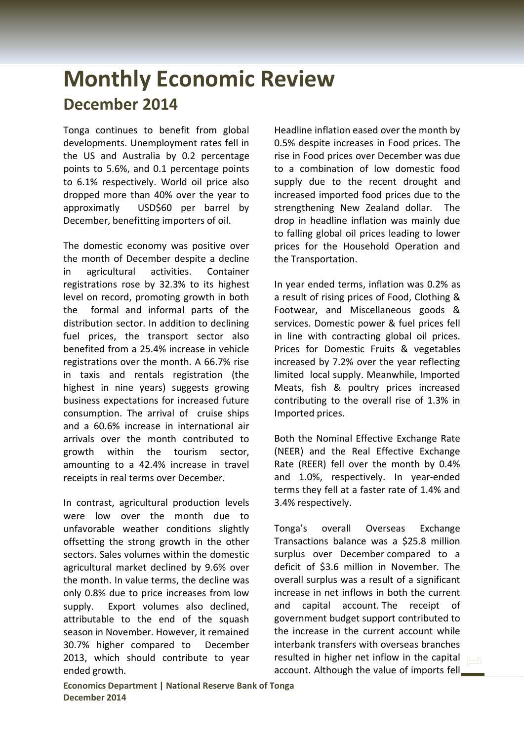# Monthly Economic Review

## December 2014

Tonga continues to benefit from global developments. Unemployment rates fell in the US and Australia by 0.2 percentage points to 5.6%, and 0.1 percentage points to 6.1% respectively. World oil price also dropped more than 40% over the year to approximatly USD$60 per barrel by December, benefitting importers of oil.

The domestic economy was positive over the month of December despite a decline in agricultural activities. Container registrations rose by 32.3% to its highest level on record, promoting growth in both the formal and informal parts of the distribution sector. In addition to declining fuel prices, the transport sector also benefited from a 25.4% increase in vehicle registrations over the month. A 66.7% rise in taxis and rentals registration (the highest in nine years) suggests growing business expectations for increased future consumption. The arrival of cruise ships and a 60.6% increase in international air arrivals over the month contributed to growth within the tourism sector, amounting to a 42.4% increase in travel receipts in real terms over December.

In contrast, agricultural production levels were low over the month due to unfavorable weather conditions slightly offsetting the strong growth in the other sectors. Sales volumes within the domestic agricultural market declined by 9.6% over the month. In value terms, the decline was only 0.8% due to price increases from low supply. Export volumes also declined, attributable to the end of the squash season in November. However, it remained 30.7% higher compared to December 2013, which should contribute to year ended growth.

Headline inflation eased over the month by 0.5% despite increases in Food prices. The rise in Food prices over December was due to a combination of low domestic food supply due to the recent drought and increased imported food prices due to the strengthening New Zealand dollar. The drop in headline inflation was mainly due to falling global oil prices leading to lower prices for the Household Operation and the Transportation.

In year ended terms, inflation was 0.2% as a result of rising prices of Food, Clothing & Footwear, and Miscellaneous goods & services. Domestic power & fuel prices fell in line with contracting global oil prices. Prices for Domestic Fruits & vegetables increased by 7.2% over the year reflecting limited local supply. Meanwhile, Imported Meats, fish & poultry prices increased contributing to the overall rise of 1.3% in Imported prices.

Both the Nominal Effective Exchange Rate (NEER) and the Real Effective Exchange Rate (REER) fell over the month by 0.4% and 1.0%, respectively. In year-ended terms they fell at a faster rate of 1.4% and 3.4% respectively.

Tonga's overall Overseas Exchange Transactions balance was a $25.8 million surplus over December compared to a deficit of $3.6 million in November. The overall surplus was a result of a significant increase in net inflows in both the current and capital account. The receipt of government budget support contributed to the increase in the current account while interbank transfers with overseas branches resulted in higher net inflow in the capital account. Although the value of imports fell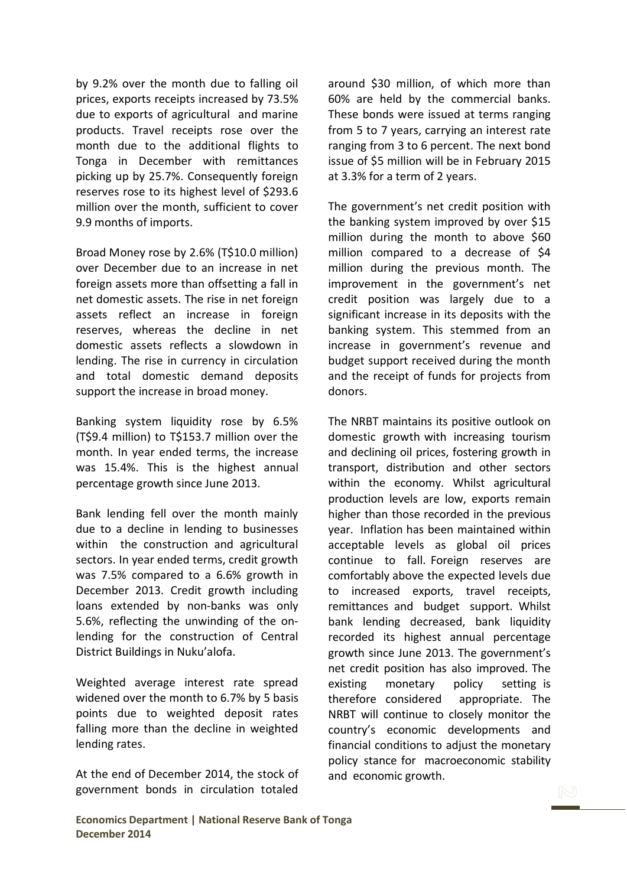by 9.2% over the month due to falling oil prices, exports receipts increased by 73.5% due to exports of agricultural and marine products. Travel receipts rose over the month due to the additional flights to Tonga in December with remittances picking up by 25.7%. Consequently foreign reserves rose to its highest level of $293.6 million over the month, sufficient to cover 9.9 months of imports.

Broad Money rose by 2.6% (T$10.0 million) over December due to an increase in net foreign assets more than offsetting a fall in net domestic assets. The rise in net foreign assets reflect an increase in foreign reserves, whereas the decline in net domestic assets reflects a slowdown in lending. The rise in currency in circulation and total domestic demand deposits support the increase in broad money.

Banking system liquidity rose by 6.5% (T$9.4 million) to T$153.7 million over the month. In year ended terms, the increase was 15.4%. This is the highest annual percentage growth since June 2013.

Bank lending fell over the month mainly due to a decline in lending to businesses within the construction and agricultural sectors. In year ended terms, credit growth was 7.5% compared to a 6.6% growth in December 2013. Credit growth including loans extended by non-banks was only 5.6%, reflecting the unwinding of the on-lending for the construction of Central District Buildings in Nuku'alofa.

Weighted average interest rate spread widened over the month to 6.7% by 5 basis points due to weighted deposit rates falling more than the decline in weighted lending rates.

At the end of December 2014, the stock of government bonds in circulation totaled around $30 million, of which more than 60% are held by the commercial banks. These bonds were issued at terms ranging from 5 to 7 years, carrying an interest rate ranging from 3 to 6 percent. The next bond issue of $5 million will be in February 2015 at 3.3% for a term of 2 years.

The government's net credit position with the banking system improved by over $15 million during the month to above $60 million compared to a decrease of $4 million during the previous month. The improvement in the government's net credit position was largely due to a significant increase in its deposits with the banking system. This stemmed from an increase in government's revenue and budget support received during the month and the receipt of funds for projects from donors.

The NRBT maintains its positive outlook on domestic growth with increasing tourism and declining oil prices, fostering growth in transport, distribution and other sectors within the economy. Whilst agricultural production levels are low, exports remain higher than those recorded in the previous year. Inflation has been maintained within acceptable levels as global oil prices continue to fall. Foreign reserves are comfortably above the expected levels due to increased exports, travel receipts, remittances and budget support. Whilst bank lending decreased, bank liquidity recorded its highest annual percentage growth since June 2013. The government's net credit position has also improved. The existing monetary policy setting is therefore considered appropriate. The NRBT will continue to closely monitor the country's economic developments and financial conditions to adjust the monetary policy stance for macroeconomic stability and economic growth.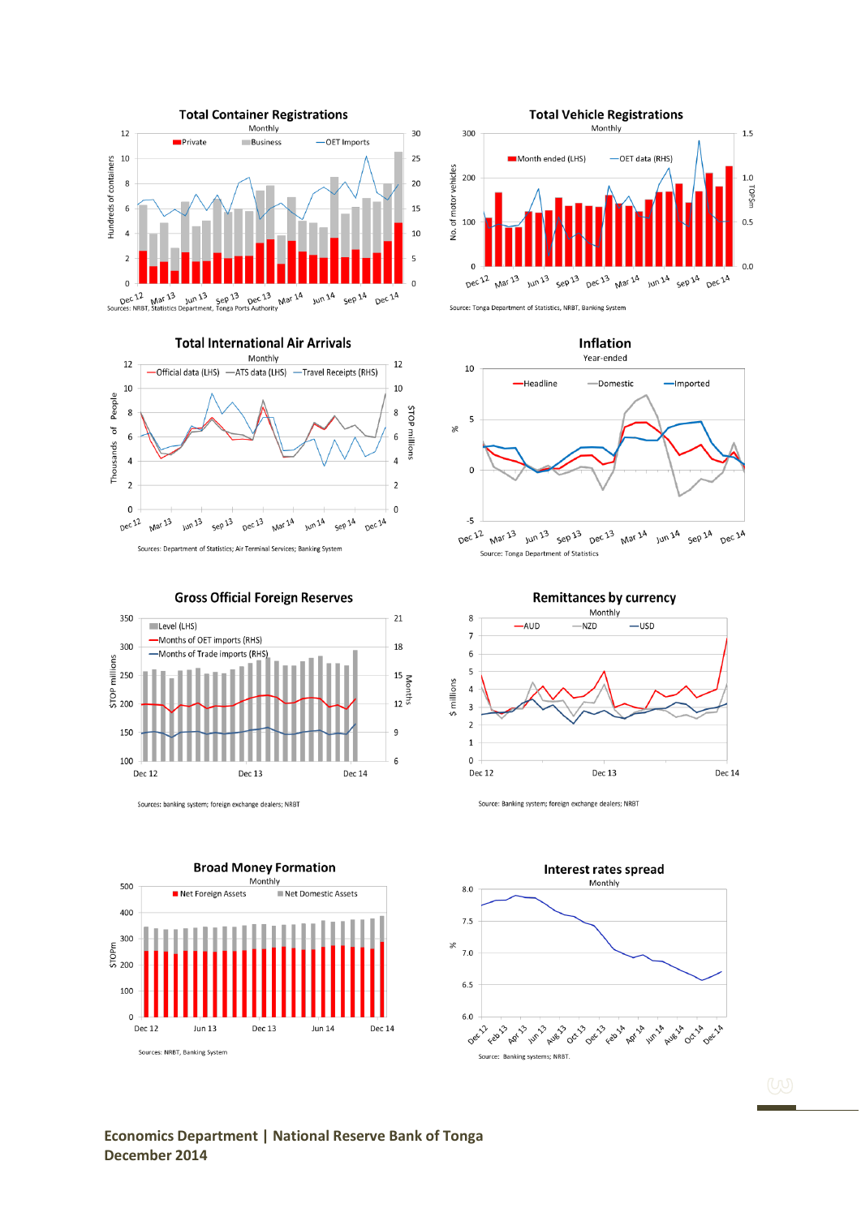## Total Container Registrations

Monthly

Private | Business | OET Imports

Hundreds of containers

12, 10, 8, 6, 4, 2, 0

30, 25, 20, 15, 10, 5, 0

Dec 12, Mar 13, Jun 13, Sep 13, Dec 13, Mar 14, Jun 14, Sep 14, Dec 14

Sources: NRBT, Statistics Department, Tonga Ports Authority

## Total Vehicle Registrations

Monthly

Month ended (LHS) | OET data (RHS)

No. of motor vehicles

300, 200, 100, 0

1.5, 1.0, 0.5, 0.0

TOP$m

Dec 12, Mar 13, Jun 13, Sep 13, Dec 13, Mar 14, Jun 14, Sep 14, Dec 14

Source: Tonga Department of Statistics, NRBT, Banking System

## Total International Air Arrivals

Monthly

Official data (LHS) | ATS data (LHS) | Travel Receipts (RHS)

Thousands of People

12, 10, 8, 6, 4, 2, 0

12, 10, 8, 6, 4, 2, 0

$TOP millions

Dec 12, Mar 13, Jun 13, Sep 13, Dec 13, Mar 14, Jun 14, Sep 14, Dec 14

Sources: Department of Statistics; Air Terminal Services; Banking System

## Inflation

Year-ended

Headline | Domestic | Imported

%

10, 5, 0, -5

Dec 12, Mar 13, Jun 13, Sep 13, Dec 13, Mar 14, Jun 14, Sep 14, Dec 14

Source: Tonga Department of Statistics

## Gross Official Foreign Reserves

Level (LHS) | Months of OET imports (RHS) | Months of Trade imports (RHS)

$TOP millions

350, 300, 250, 200, 150, 100

21, 18, 15, 12, 9, 6

Months

Dec 12, Dec 13, Dec 14

Sources: banking system; foreign exchange dealers; NRBT

## Remittances by currency

Monthly

AUD | NZD | USD

$ millions

8, 7, 6, 5, 4, 3, 2, 1, 0

Dec 12, Dec 13, Dec 14

Source: Banking system; foreign exchange dealers; NRBT

## Broad Money Formation

Monthly

Net Foreign Assets | Net Domestic Assets

$TOPm

500, 400, 300, 200, 100, 0

Dec 12, Jun 13, Dec 13, Jun 14, Dec 14

Sources: NRBT, Banking System

## Interest rates spread

Monthly

%

8.0, 7.5, 7.0, 6.5, 6.0

Dec 12, Feb 13, Apr 13, Jun 13, Aug 13, Oct 13, Dec 13, Feb 14, Apr 14, Jun 14, Aug 14, Oct 14, Dec 14

Source: Banking systems; NRBT.

**Economics Department | National Reserve Bank of Tonga**
**December 2014**